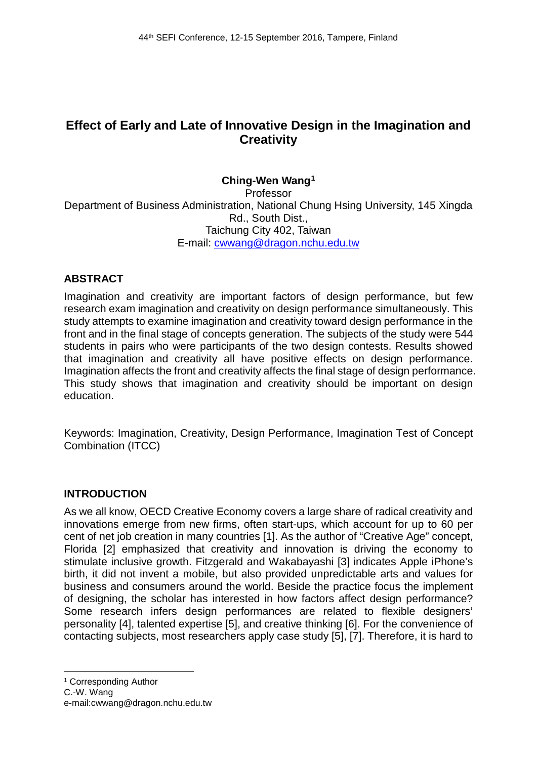# Effect of Early and Late of Innovative Design in the Imagination and Creativity

**Ching-Wen Wang**[1]
Professor
Department of Business Administration, National Chung Hsing University, 145 Xingda Rd., South Dist.,
Taichung City 402, Taiwan
E-mail: cwwang@dragon.nchu.edu.tw

## ABSTRACT

Imagination and creativity are important factors of design performance, but few research exam imagination and creativity on design performance simultaneously. This study attempts to examine imagination and creativity toward design performance in the front and in the final stage of concepts generation. The subjects of the study were 544 students in pairs who were participants of the two design contests. Results showed that imagination and creativity all have positive effects on design performance. Imagination affects the front and creativity affects the final stage of design performance. This study shows that imagination and creativity should be important on design education.

Keywords: Imagination, Creativity, Design Performance, Imagination Test of Concept Combination (ITCC)

## INTRODUCTION

As we all know, OECD Creative Economy covers a large share of radical creativity and innovations emerge from new firms, often start-ups, which account for up to 60 per cent of net job creation in many countries [1]. As the author of "Creative Age" concept, Florida [2] emphasized that creativity and innovation is driving the economy to stimulate inclusive growth. Fitzgerald and Wakabayashi [3] indicates Apple iPhone's birth, it did not invent a mobile, but also provided unpredictable arts and values for business and consumers around the world. Beside the practice focus the implement of designing, the scholar has interested in how factors affect design performance? Some research infers design performances are related to flexible designers' personality [4], talented expertise [5], and creative thinking [6]. For the convenience of contacting subjects, most researchers apply case study [5], [7]. Therefore, it is hard to

---

[1] Corresponding Author
C.-W. Wang
e-mail:cwwang@dragon.nchu.edu.tw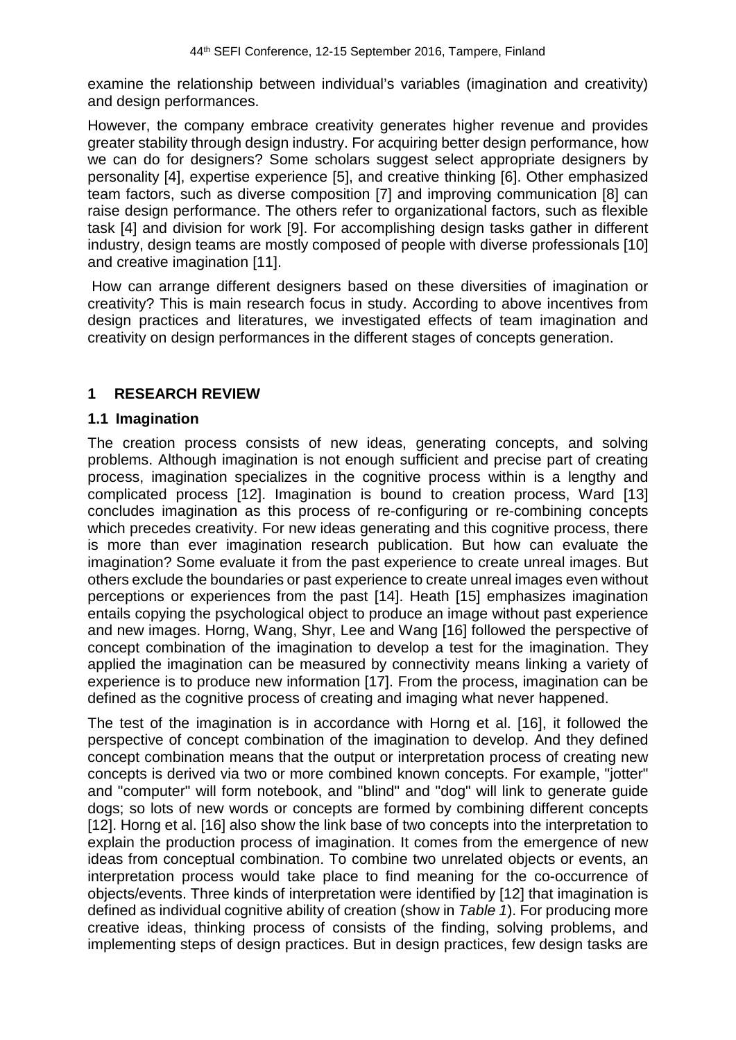examine the relationship between individual's variables (imagination and creativity) and design performances.

However, the company embrace creativity generates higher revenue and provides greater stability through design industry. For acquiring better design performance, how we can do for designers? Some scholars suggest select appropriate designers by personality [4], expertise experience [5], and creative thinking [6]. Other emphasized team factors, such as diverse composition [7] and improving communication [8] can raise design performance. The others refer to organizational factors, such as flexible task [4] and division for work [9]. For accomplishing design tasks gather in different industry, design teams are mostly composed of people with diverse professionals [10] and creative imagination [11].

How can arrange different designers based on these diversities of imagination or creativity? This is main research focus in study. According to above incentives from design practices and literatures, we investigated effects of team imagination and creativity on design performances in the different stages of concepts generation.

## 1 RESEARCH REVIEW

### 1.1 Imagination

The creation process consists of new ideas, generating concepts, and solving problems. Although imagination is not enough sufficient and precise part of creating process, imagination specializes in the cognitive process within is a lengthy and complicated process [12]. Imagination is bound to creation process, Ward [13] concludes imagination as this process of re-configuring or re-combining concepts which precedes creativity. For new ideas generating and this cognitive process, there is more than ever imagination research publication. But how can evaluate the imagination? Some evaluate it from the past experience to create unreal images. But others exclude the boundaries or past experience to create unreal images even without perceptions or experiences from the past [14]. Heath [15] emphasizes imagination entails copying the psychological object to produce an image without past experience and new images. Horng, Wang, Shyr, Lee and Wang [16] followed the perspective of concept combination of the imagination to develop a test for the imagination. They applied the imagination can be measured by connectivity means linking a variety of experience is to produce new information [17]. From the process, imagination can be defined as the cognitive process of creating and imaging what never happened.

The test of the imagination is in accordance with Horng et al. [16], it followed the perspective of concept combination of the imagination to develop. And they defined concept combination means that the output or interpretation process of creating new concepts is derived via two or more combined known concepts. For example, "jotter" and "computer" will form notebook, and "blind" and "dog" will link to generate guide dogs; so lots of new words or concepts are formed by combining different concepts [12]. Horng et al. [16] also show the link base of two concepts into the interpretation to explain the production process of imagination. It comes from the emergence of new ideas from conceptual combination. To combine two unrelated objects or events, an interpretation process would take place to find meaning for the co-occurrence of objects/events. Three kinds of interpretation were identified by [12] that imagination is defined as individual cognitive ability of creation (show in *Table 1*). For producing more creative ideas, thinking process of consists of the finding, solving problems, and implementing steps of design practices. But in design practices, few design tasks are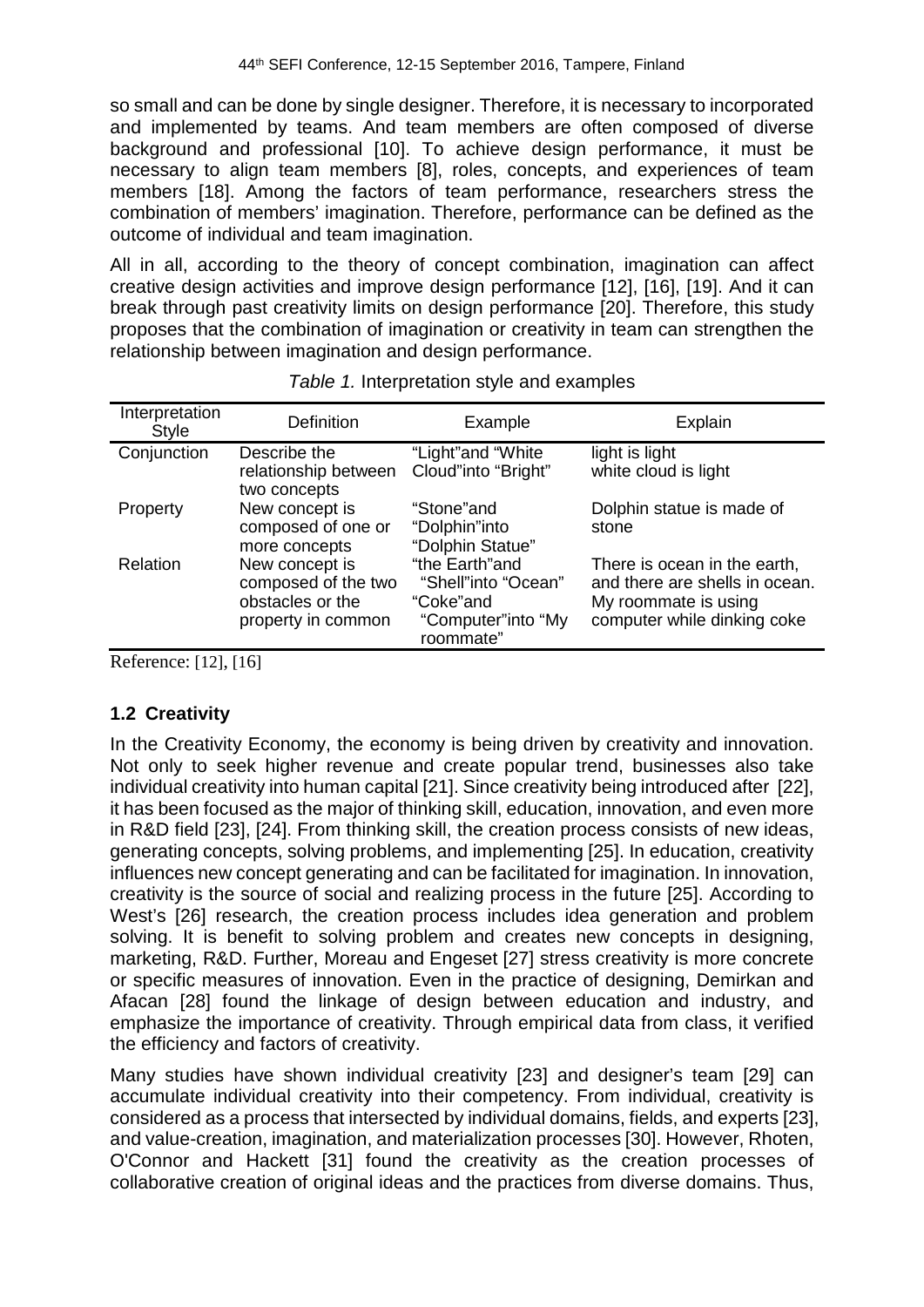so small and can be done by single designer. Therefore, it is necessary to incorporated and implemented by teams. And team members are often composed of diverse background and professional [10]. To achieve design performance, it must be necessary to align team members [8], roles, concepts, and experiences of team members [18]. Among the factors of team performance, researchers stress the combination of members' imagination. Therefore, performance can be defined as the outcome of individual and team imagination.

All in all, according to the theory of concept combination, imagination can affect creative design activities and improve design performance [12], [16], [19]. And it can break through past creativity limits on design performance [20]. Therefore, this study proposes that the combination of imagination or creativity in team can strengthen the relationship between imagination and design performance.

*Table 1.* Interpretation style and examples

| Interpretation Style | Definition | Example | Explain |
|---|---|---|---|
| Conjunction | Describe the relationship between two concepts | "Light"and "White Cloud"into "Bright" | light is light<br>white cloud is light |
| Property | New concept is composed of one or more concepts | "Stone"and "Dolphin"into "Dolphin Statue" | Dolphin statue is made of stone |
| Relation | New concept is composed of the two obstacles or the property in common | "the Earth"and "Shell"into "Ocean"<br>"Coke"and "Computer"into "My roommate" | There is ocean in the earth, and there are shells in ocean.<br>My roommate is using computer while dinking coke |

Reference: [12], [16]

### 1.2 Creativity

In the Creativity Economy, the economy is being driven by creativity and innovation. Not only to seek higher revenue and create popular trend, businesses also take individual creativity into human capital [21]. Since creativity being introduced after [22], it has been focused as the major of thinking skill, education, innovation, and even more in R&D field [23], [24]. From thinking skill, the creation process consists of new ideas, generating concepts, solving problems, and implementing [25]. In education, creativity influences new concept generating and can be facilitated for imagination. In innovation, creativity is the source of social and realizing process in the future [25]. According to West's [26] research, the creation process includes idea generation and problem solving. It is benefit to solving problem and creates new concepts in designing, marketing, R&D. Further, Moreau and Engeset [27] stress creativity is more concrete or specific measures of innovation. Even in the practice of designing, Demirkan and Afacan [28] found the linkage of design between education and industry, and emphasize the importance of creativity. Through empirical data from class, it verified the efficiency and factors of creativity.

Many studies have shown individual creativity [23] and designer's team [29] can accumulate individual creativity into their competency. From individual, creativity is considered as a process that intersected by individual domains, fields, and experts [23], and value-creation, imagination, and materialization processes [30]. However, Rhoten, O'Connor and Hackett [31] found the creativity as the creation processes of collaborative creation of original ideas and the practices from diverse domains. Thus,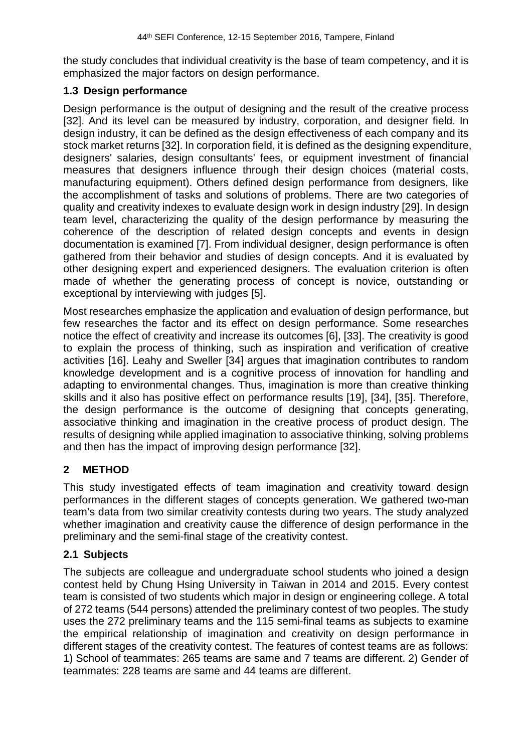the study concludes that individual creativity is the base of team competency, and it is emphasized the major factors on design performance.

### 1.3 Design performance

Design performance is the output of designing and the result of the creative process [32]. And its level can be measured by industry, corporation, and designer field. In design industry, it can be defined as the design effectiveness of each company and its stock market returns [32]. In corporation field, it is defined as the designing expenditure, designers' salaries, design consultants' fees, or equipment investment of financial measures that designers influence through their design choices (material costs, manufacturing equipment). Others defined design performance from designers, like the accomplishment of tasks and solutions of problems. There are two categories of quality and creativity indexes to evaluate design work in design industry [29]. In design team level, characterizing the quality of the design performance by measuring the coherence of the description of related design concepts and events in design documentation is examined [7]. From individual designer, design performance is often gathered from their behavior and studies of design concepts. And it is evaluated by other designing expert and experienced designers. The evaluation criterion is often made of whether the generating process of concept is novice, outstanding or exceptional by interviewing with judges [5].

Most researches emphasize the application and evaluation of design performance, but few researches the factor and its effect on design performance. Some researches notice the effect of creativity and increase its outcomes [6], [33]. The creativity is good to explain the process of thinking, such as inspiration and verification of creative activities [16]. Leahy and Sweller [34] argues that imagination contributes to random knowledge development and is a cognitive process of innovation for handling and adapting to environmental changes. Thus, imagination is more than creative thinking skills and it also has positive effect on performance results [19], [34], [35]. Therefore, the design performance is the outcome of designing that concepts generating, associative thinking and imagination in the creative process of product design. The results of designing while applied imagination to associative thinking, solving problems and then has the impact of improving design performance [32].

## 2 METHOD

This study investigated effects of team imagination and creativity toward design performances in the different stages of concepts generation. We gathered two-man team's data from two similar creativity contests during two years. The study analyzed whether imagination and creativity cause the difference of design performance in the preliminary and the semi-final stage of the creativity contest.

### 2.1 Subjects

The subjects are colleague and undergraduate school students who joined a design contest held by Chung Hsing University in Taiwan in 2014 and 2015. Every contest team is consisted of two students which major in design or engineering college. A total of 272 teams (544 persons) attended the preliminary contest of two peoples. The study uses the 272 preliminary teams and the 115 semi-final teams as subjects to examine the empirical relationship of imagination and creativity on design performance in different stages of the creativity contest. The features of contest teams are as follows: 1) School of teammates: 265 teams are same and 7 teams are different. 2) Gender of teammates: 228 teams are same and 44 teams are different.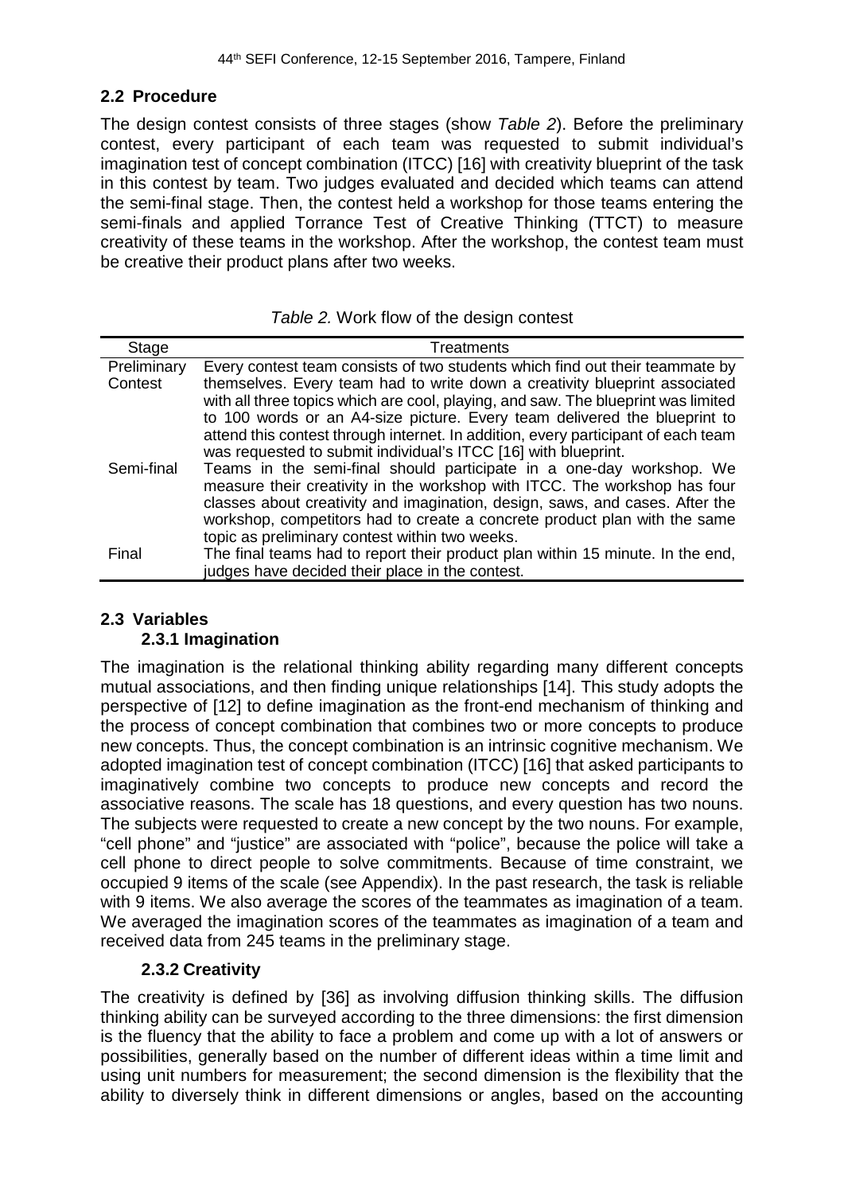## 2.2 Procedure

The design contest consists of three stages (show *Table 2*). Before the preliminary contest, every participant of each team was requested to submit individual's imagination test of concept combination (ITCC) [16] with creativity blueprint of the task in this contest by team. Two judges evaluated and decided which teams can attend the semi-final stage. Then, the contest held a workshop for those teams entering the semi-finals and applied Torrance Test of Creative Thinking (TTCT) to measure creativity of these teams in the workshop. After the workshop, the contest team must be creative their product plans after two weeks.

*Table 2.* Work flow of the design contest

| Stage | Treatments |
|---|---|
| Preliminary Contest | Every contest team consists of two students which find out their teammate by themselves. Every team had to write down a creativity blueprint associated with all three topics which are cool, playing, and saw. The blueprint was limited to 100 words or an A4-size picture. Every team delivered the blueprint to attend this contest through internet. In addition, every participant of each team was requested to submit individual's ITCC [16] with blueprint. |
| Semi-final | Teams in the semi-final should participate in a one-day workshop. We measure their creativity in the workshop with ITCC. The workshop has four classes about creativity and imagination, design, saws, and cases. After the workshop, competitors had to create a concrete product plan with the same topic as preliminary contest within two weeks. |
| Final | The final teams had to report their product plan within 15 minute. In the end, judges have decided their place in the contest. |

## 2.3 Variables

### 2.3.1 Imagination

The imagination is the relational thinking ability regarding many different concepts mutual associations, and then finding unique relationships [14]. This study adopts the perspective of [12] to define imagination as the front-end mechanism of thinking and the process of concept combination that combines two or more concepts to produce new concepts. Thus, the concept combination is an intrinsic cognitive mechanism. We adopted imagination test of concept combination (ITCC) [16] that asked participants to imaginatively combine two concepts to produce new concepts and record the associative reasons. The scale has 18 questions, and every question has two nouns. The subjects were requested to create a new concept by the two nouns. For example, "cell phone" and "justice" are associated with "police", because the police will take a cell phone to direct people to solve commitments. Because of time constraint, we occupied 9 items of the scale (see Appendix). In the past research, the task is reliable with 9 items. We also average the scores of the teammates as imagination of a team. We averaged the imagination scores of the teammates as imagination of a team and received data from 245 teams in the preliminary stage.

### 2.3.2 Creativity

The creativity is defined by [36] as involving diffusion thinking skills. The diffusion thinking ability can be surveyed according to the three dimensions: the first dimension is the fluency that the ability to face a problem and come up with a lot of answers or possibilities, generally based on the number of different ideas within a time limit and using unit numbers for measurement; the second dimension is the flexibility that the ability to diversely think in different dimensions or angles, based on the accounting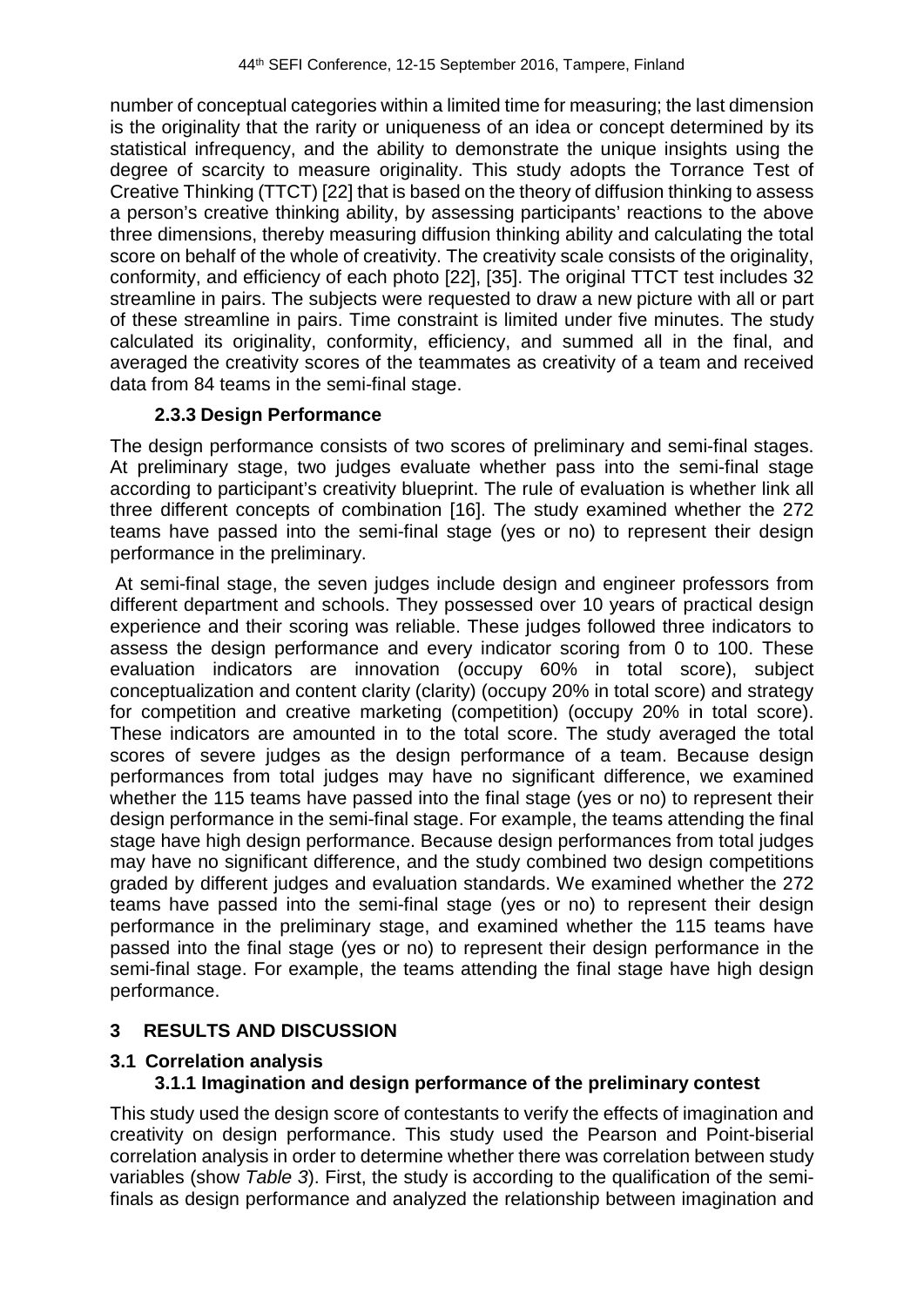number of conceptual categories within a limited time for measuring; the last dimension is the originality that the rarity or uniqueness of an idea or concept determined by its statistical infrequency, and the ability to demonstrate the unique insights using the degree of scarcity to measure originality. This study adopts the Torrance Test of Creative Thinking (TTCT) [22] that is based on the theory of diffusion thinking to assess a person's creative thinking ability, by assessing participants' reactions to the above three dimensions, thereby measuring diffusion thinking ability and calculating the total score on behalf of the whole of creativity. The creativity scale consists of the originality, conformity, and efficiency of each photo [22], [35]. The original TTCT test includes 32 streamline in pairs. The subjects were requested to draw a new picture with all or part of these streamline in pairs. Time constraint is limited under five minutes. The study calculated its originality, conformity, efficiency, and summed all in the final, and averaged the creativity scores of the teammates as creativity of a team and received data from 84 teams in the semi-final stage.

### 2.3.3 Design Performance

The design performance consists of two scores of preliminary and semi-final stages. At preliminary stage, two judges evaluate whether pass into the semi-final stage according to participant's creativity blueprint. The rule of evaluation is whether link all three different concepts of combination [16]. The study examined whether the 272 teams have passed into the semi-final stage (yes or no) to represent their design performance in the preliminary.

At semi-final stage, the seven judges include design and engineer professors from different department and schools. They possessed over 10 years of practical design experience and their scoring was reliable. These judges followed three indicators to assess the design performance and every indicator scoring from 0 to 100. These evaluation indicators are innovation (occupy 60% in total score), subject conceptualization and content clarity (clarity) (occupy 20% in total score) and strategy for competition and creative marketing (competition) (occupy 20% in total score). These indicators are amounted in to the total score. The study averaged the total scores of severe judges as the design performance of a team. Because design performances from total judges may have no significant difference, we examined whether the 115 teams have passed into the final stage (yes or no) to represent their design performance in the semi-final stage. For example, the teams attending the final stage have high design performance. Because design performances from total judges may have no significant difference, and the study combined two design competitions graded by different judges and evaluation standards. We examined whether the 272 teams have passed into the semi-final stage (yes or no) to represent their design performance in the preliminary stage, and examined whether the 115 teams have passed into the final stage (yes or no) to represent their design performance in the semi-final stage. For example, the teams attending the final stage have high design performance.

## 3 RESULTS AND DISCUSSION

### 3.1 Correlation analysis

#### 3.1.1 Imagination and design performance of the preliminary contest

This study used the design score of contestants to verify the effects of imagination and creativity on design performance. This study used the Pearson and Point-biserial correlation analysis in order to determine whether there was correlation between study variables (show *Table 3*). First, the study is according to the qualification of the semi-finals as design performance and analyzed the relationship between imagination and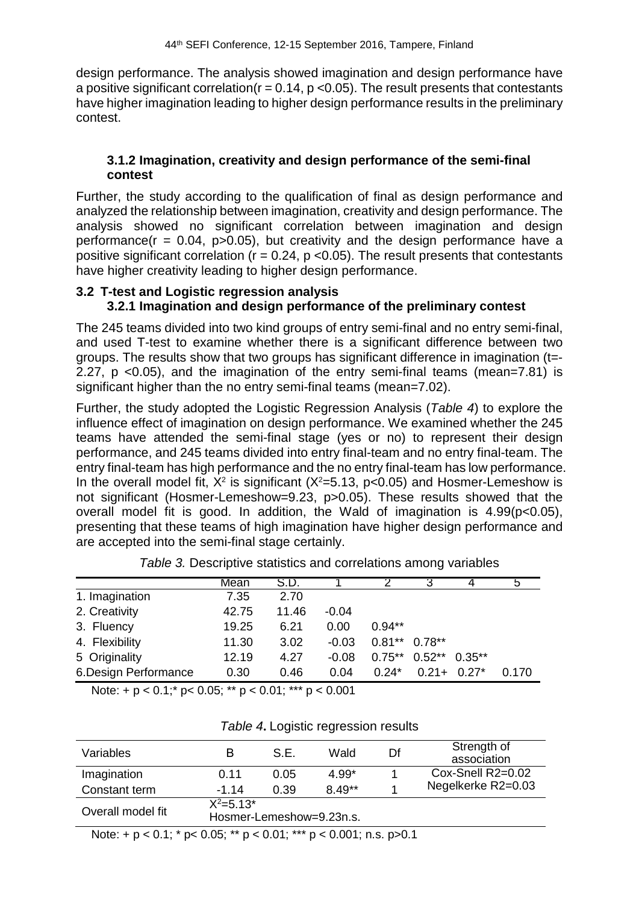design performance. The analysis showed imagination and design performance have a positive significant correlation($r = 0.14$, $p < 0.05$). The result presents that contestants have higher imagination leading to higher design performance results in the preliminary contest.

#### 3.1.2 Imagination, creativity and design performance of the semi-final contest

Further, the study according to the qualification of final as design performance and analyzed the relationship between imagination, creativity and design performance. The analysis showed no significant correlation between imagination and design performance($r = 0.04$, $p > 0.05$), but creativity and the design performance have a positive significant correlation ($r = 0.24$, $p < 0.05$). The result presents that contestants have higher creativity leading to higher design performance.

### 3.2 T-test and Logistic regression analysis

#### 3.2.1 Imagination and design performance of the preliminary contest

The 245 teams divided into two kind groups of entry semi-final and no entry semi-final, and used T-test to examine whether there is a significant difference between two groups. The results show that two groups has significant difference in imagination ($t = -2.27$, $p < 0.05$), and the imagination of the entry semi-final teams (mean=7.81) is significant higher than the no entry semi-final teams (mean=7.02).

Further, the study adopted the Logistic Regression Analysis (*Table 4*) to explore the influence effect of imagination on design performance. We examined whether the 245 teams have attended the semi-final stage (yes or no) to represent their design performance, and 245 teams divided into entry final-team and no entry final-team. The entry final-team has high performance and the no entry final-team has low performance. In the overall model fit, $X^2$ is significant ($X^2=5.13$, $p<0.05$) and Hosmer-Lemeshow is not significant (Hosmer-Lemeshow=9.23, $p>0.05$). These results showed that the overall model fit is good. In addition, the Wald of imagination is 4.99($p<0.05$), presenting that these teams of high imagination have higher design performance and are accepted into the semi-final stage certainly.

*Table 3.* Descriptive statistics and correlations among variables

| | Mean | S.D. | 1 | 2 | 3 | 4 | 5 |
|---|---|---|---|---|---|---|---|
| 1. Imagination | 7.35 | 2.70 | | | | | |
| 2. Creativity | 42.75 | 11.46 | -0.04 | | | | |
| 3. Fluency | 19.25 | 6.21 | 0.00 | 0.94** | | | |
| 4. Flexibility | 11.30 | 3.02 | -0.03 | 0.81** | 0.78** | | |
| 5 Originality | 12.19 | 4.27 | -0.08 | 0.75** | 0.52** | 0.35** | |
| 6.Design Performance | 0.30 | 0.46 | 0.04 | 0.24* | 0.21+ | 0.27* | 0.170 |

Note: + p < 0.1;* p< 0.05; ** p < 0.01; *** p < 0.001

*Table 4***.** Logistic regression results

| Variables | B | S.E. | Wald | Df | Strength of association |
|---|---|---|---|---|---|
| Imagination | 0.11 | 0.05 | 4.99* | 1 | Cox-Snell R2=0.02 |
| Constant term | -1.14 | 0.39 | 8.49** | 1 | Negelkerke R2=0.03 |
| Overall model fit | $X^2$=5.13* Hosmer-Lemeshow=9.23n.s. | | | | |

Note: + p < 0.1; * p< 0.05; ** p < 0.01; *** p < 0.001; n.s. p>0.1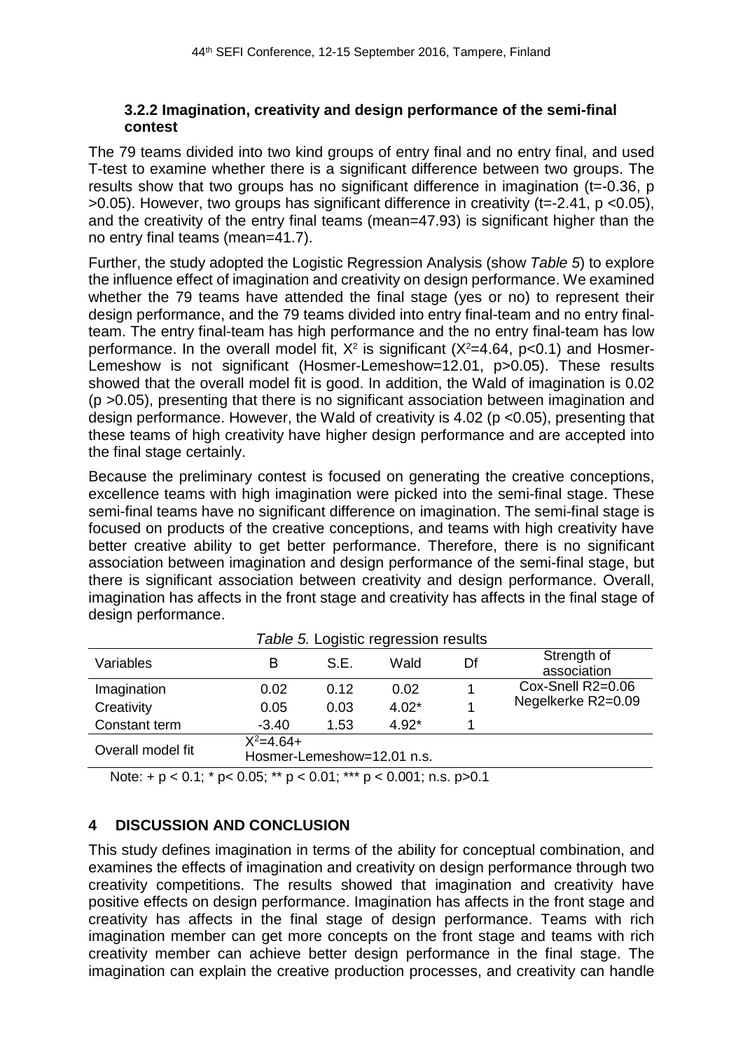### 3.2.2 Imagination, creativity and design performance of the semi-final contest

The 79 teams divided into two kind groups of entry final and no entry final, and used T-test to examine whether there is a significant difference between two groups. The results show that two groups has no significant difference in imagination ($t=-0.36$, $p>0.05$). However, two groups has significant difference in creativity ($t=-2.41$, $p<0.05$), and the creativity of the entry final teams (mean=47.93) is significant higher than the no entry final teams (mean=41.7).

Further, the study adopted the Logistic Regression Analysis (show *Table 5*) to explore the influence effect of imagination and creativity on design performance. We examined whether the 79 teams have attended the final stage (yes or no) to represent their design performance, and the 79 teams divided into entry final-team and no entry final-team. The entry final-team has high performance and the no entry final-team has low performance. In the overall model fit, $X^2$ is significant ($X^2=4.64$, $p<0.1$) and Hosmer-Lemeshow is not significant (Hosmer-Lemeshow=12.01, $p>0.05$). These results showed that the overall model fit is good. In addition, the Wald of imagination is 0.02 ($p>0.05$), presenting that there is no significant association between imagination and design performance. However, the Wald of creativity is 4.02 ($p<0.05$), presenting that these teams of high creativity have higher design performance and are accepted into the final stage certainly.

Because the preliminary contest is focused on generating the creative conceptions, excellence teams with high imagination were picked into the semi-final stage. These semi-final teams have no significant difference on imagination. The semi-final stage is focused on products of the creative conceptions, and teams with high creativity have better creative ability to get better performance. Therefore, there is no significant association between imagination and design performance of the semi-final stage, but there is significant association between creativity and design performance. Overall, imagination has affects in the front stage and creativity has affects in the final stage of design performance.

*Table 5.* Logistic regression results

| Variables | B | S.E. | Wald | Df | Strength of association |
|---|---|---|---|---|---|
| Imagination | 0.02 | 0.12 | 0.02 | 1 | Cox-Snell R2=0.06 |
| Creativity | 0.05 | 0.03 | 4.02* | 1 | Negelkerke R2=0.09 |
| Constant term | -3.40 | 1.53 | 4.92* | 1 | |
| Overall model fit | $X^2=4.64+$ Hosmer-Lemeshow=12.01 n.s. | | | | |

Note: + $p < 0.1$; * $p < 0.05$; ** $p < 0.01$; *** $p < 0.001$; n.s. $p>0.1$

## 4 DISCUSSION AND CONCLUSION

This study defines imagination in terms of the ability for conceptual combination, and examines the effects of imagination and creativity on design performance through two creativity competitions. The results showed that imagination and creativity have positive effects on design performance. Imagination has affects in the front stage and creativity has affects in the final stage of design performance. Teams with rich imagination member can get more concepts on the front stage and teams with rich creativity member can achieve better design performance in the final stage. The imagination can explain the creative production processes, and creativity can handle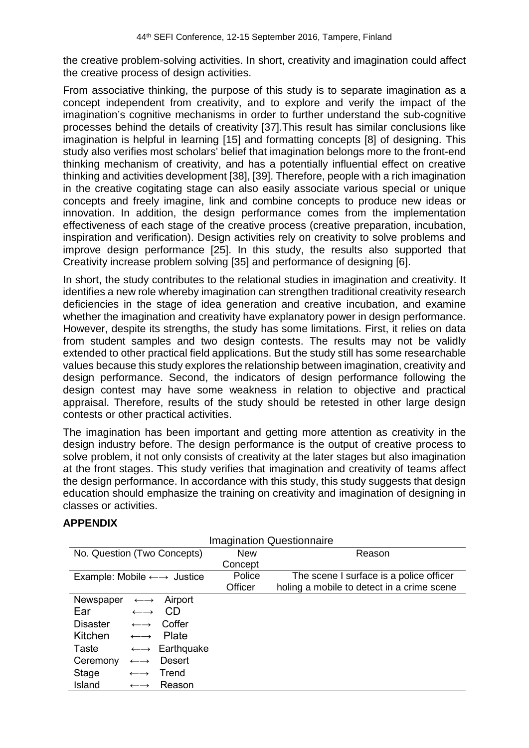the creative problem-solving activities. In short, creativity and imagination could affect the creative process of design activities.

From associative thinking, the purpose of this study is to separate imagination as a concept independent from creativity, and to explore and verify the impact of the imagination's cognitive mechanisms in order to further understand the sub-cognitive processes behind the details of creativity [37].This result has similar conclusions like imagination is helpful in learning [15] and formatting concepts [8] of designing. This study also verifies most scholars' belief that imagination belongs more to the front-end thinking mechanism of creativity, and has a potentially influential effect on creative thinking and activities development [38], [39]. Therefore, people with a rich imagination in the creative cogitating stage can also easily associate various special or unique concepts and freely imagine, link and combine concepts to produce new ideas or innovation. In addition, the design performance comes from the implementation effectiveness of each stage of the creative process (creative preparation, incubation, inspiration and verification). Design activities rely on creativity to solve problems and improve design performance [25]. In this study, the results also supported that Creativity increase problem solving [35] and performance of designing [6].

In short, the study contributes to the relational studies in imagination and creativity. It identifies a new role whereby imagination can strengthen traditional creativity research deficiencies in the stage of idea generation and creative incubation, and examine whether the imagination and creativity have explanatory power in design performance. However, despite its strengths, the study has some limitations. First, it relies on data from student samples and two design contests. The results may not be validly extended to other practical field applications. But the study still has some researchable values because this study explores the relationship between imagination, creativity and design performance. Second, the indicators of design performance following the design contest may have some weakness in relation to objective and practical appraisal. Therefore, results of the study should be retested in other large design contests or other practical activities.

The imagination has been important and getting more attention as creativity in the design industry before. The design performance is the output of creative process to solve problem, it not only consists of creativity at the later stages but also imagination at the front stages. This study verifies that imagination and creativity of teams affect the design performance. In accordance with this study, this study suggests that design education should emphasize the training on creativity and imagination of designing in classes or activities.

## APPENDIX

Imagination Questionnaire

| No. Question (Two Concepts) | New Concept | Reason |
|---|---|---|
| Example: Mobile ←→ Justice | Police Officer | The scene I surface is a police officer holing a mobile to detect in a crime scene |
| Newspaper ←→ Airport | | |
| Ear ←→ CD | | |
| Disaster ←→ Coffer | | |
| Kitchen ←→ Plate | | |
| Taste ←→ Earthquake | | |
| Ceremony ←→ Desert | | |
| Stage ←→ Trend | | |
| Island ←→ Reason | | |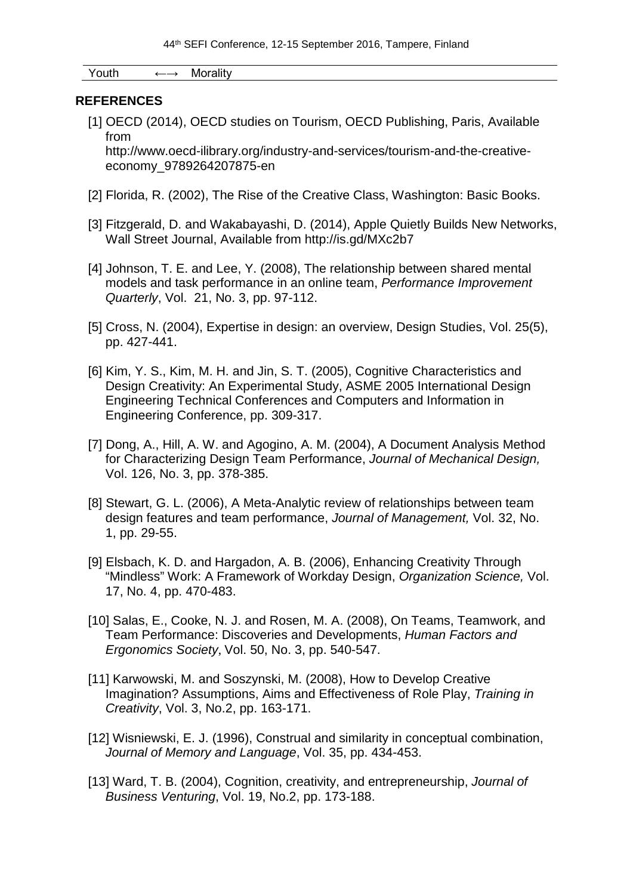| Youth | ←→ | Morality |
|---|---|---|

## REFERENCES

[1] OECD (2014), OECD studies on Tourism, OECD Publishing, Paris, Available from http://www.oecd-ilibrary.org/industry-and-services/tourism-and-the-creative-economy_9789264207875-en

[2] Florida, R. (2002), The Rise of the Creative Class, Washington: Basic Books.

[3] Fitzgerald, D. and Wakabayashi, D. (2014), Apple Quietly Builds New Networks, Wall Street Journal, Available from http://is.gd/MXc2b7

[4] Johnson, T. E. and Lee, Y. (2008), The relationship between shared mental models and task performance in an online team, *Performance Improvement Quarterly*, Vol. 21, No. 3, pp. 97-112.

[5] Cross, N. (2004), Expertise in design: an overview, Design Studies, Vol. 25(5), pp. 427-441.

[6] Kim, Y. S., Kim, M. H. and Jin, S. T. (2005), Cognitive Characteristics and Design Creativity: An Experimental Study, ASME 2005 International Design Engineering Technical Conferences and Computers and Information in Engineering Conference, pp. 309-317.

[7] Dong, A., Hill, A. W. and Agogino, A. M. (2004), A Document Analysis Method for Characterizing Design Team Performance, *Journal of Mechanical Design,* Vol. 126, No. 3, pp. 378-385.

[8] Stewart, G. L. (2006), A Meta-Analytic review of relationships between team design features and team performance, *Journal of Management,* Vol. 32, No. 1, pp. 29-55.

[9] Elsbach, K. D. and Hargadon, A. B. (2006), Enhancing Creativity Through "Mindless" Work: A Framework of Workday Design, *Organization Science,* Vol. 17, No. 4, pp. 470-483.

[10] Salas, E., Cooke, N. J. and Rosen, M. A. (2008), On Teams, Teamwork, and Team Performance: Discoveries and Developments, *Human Factors and Ergonomics Society*, Vol. 50, No. 3, pp. 540-547.

[11] Karwowski, M. and Soszynski, M. (2008), How to Develop Creative Imagination? Assumptions, Aims and Effectiveness of Role Play, *Training in Creativity*, Vol. 3, No.2, pp. 163-171.

[12] Wisniewski, E. J. (1996), Construal and similarity in conceptual combination, *Journal of Memory and Language*, Vol. 35, pp. 434-453.

[13] Ward, T. B. (2004), Cognition, creativity, and entrepreneurship, *Journal of Business Venturing*, Vol. 19, No.2, pp. 173-188.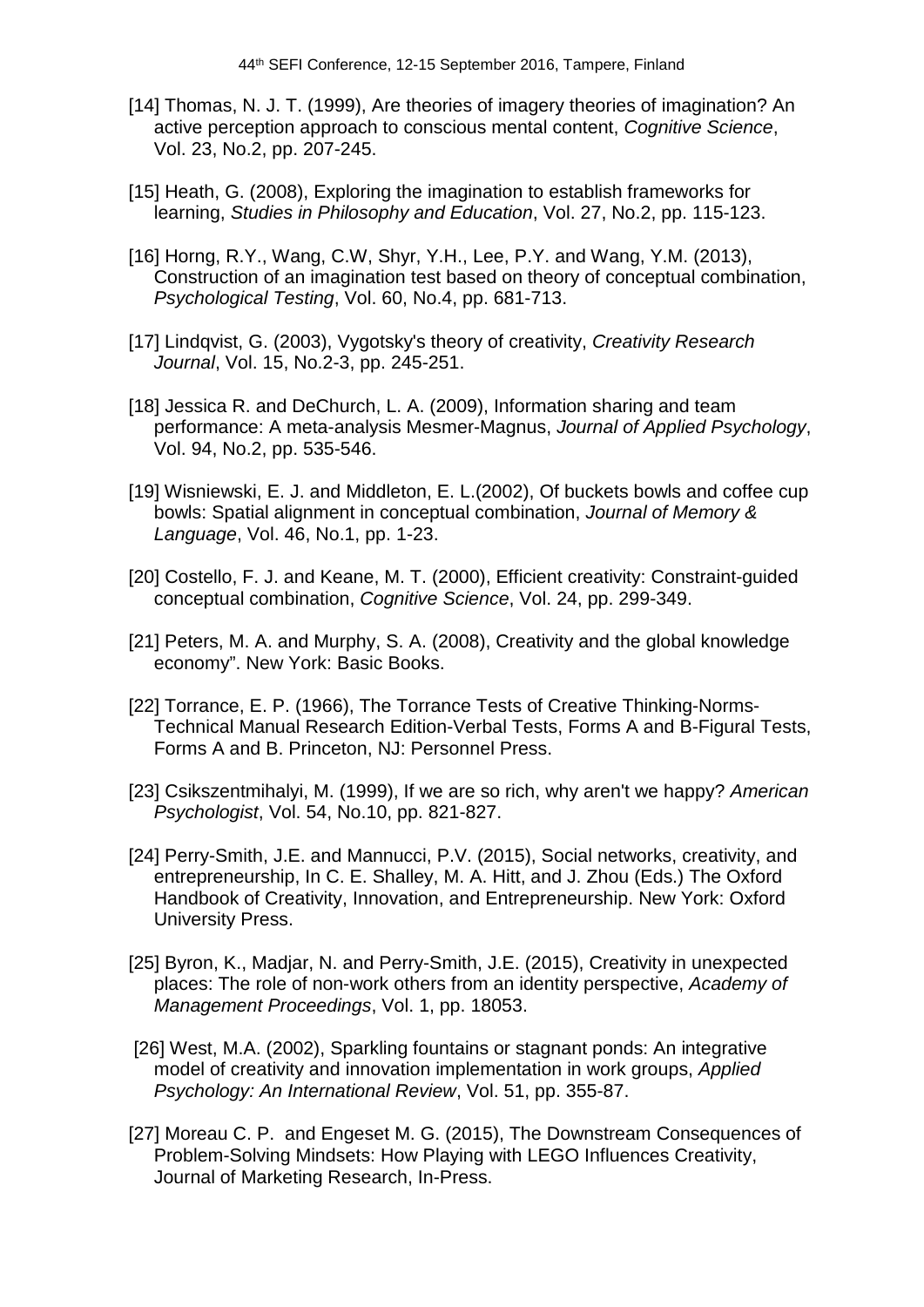[14] Thomas, N. J. T. (1999), Are theories of imagery theories of imagination? An active perception approach to conscious mental content, *Cognitive Science*, Vol. 23, No.2, pp. 207-245.

[15] Heath, G. (2008), Exploring the imagination to establish frameworks for learning, *Studies in Philosophy and Education*, Vol. 27, No.2, pp. 115-123.

[16] Horng, R.Y., Wang, C.W, Shyr, Y.H., Lee, P.Y. and Wang, Y.M. (2013), Construction of an imagination test based on theory of conceptual combination, *Psychological Testing*, Vol. 60, No.4, pp. 681-713.

[17] Lindqvist, G. (2003), Vygotsky's theory of creativity, *Creativity Research Journal*, Vol. 15, No.2-3, pp. 245-251.

[18] Jessica R. and DeChurch, L. A. (2009), Information sharing and team performance: A meta-analysis Mesmer-Magnus, *Journal of Applied Psychology*, Vol. 94, No.2, pp. 535-546.

[19] Wisniewski, E. J. and Middleton, E. L.(2002), Of buckets bowls and coffee cup bowls: Spatial alignment in conceptual combination, *Journal of Memory & Language*, Vol. 46, No.1, pp. 1-23.

[20] Costello, F. J. and Keane, M. T. (2000), Efficient creativity: Constraint-guided conceptual combination, *Cognitive Science*, Vol. 24, pp. 299-349.

[21] Peters, M. A. and Murphy, S. A. (2008), Creativity and the global knowledge economy". New York: Basic Books.

[22] Torrance, E. P. (1966), The Torrance Tests of Creative Thinking-Norms-Technical Manual Research Edition-Verbal Tests, Forms A and B-Figural Tests, Forms A and B. Princeton, NJ: Personnel Press.

[23] Csikszentmihalyi, M. (1999), If we are so rich, why aren't we happy? *American Psychologist*, Vol. 54, No.10, pp. 821-827.

[24] Perry-Smith, J.E. and Mannucci, P.V. (2015), Social networks, creativity, and entrepreneurship, In C. E. Shalley, M. A. Hitt, and J. Zhou (Eds.) The Oxford Handbook of Creativity, Innovation, and Entrepreneurship. New York: Oxford University Press.

[25] Byron, K., Madjar, N. and Perry-Smith, J.E. (2015), Creativity in unexpected places: The role of non-work others from an identity perspective, *Academy of Management Proceedings*, Vol. 1, pp. 18053.

[26] West, M.A. (2002), Sparkling fountains or stagnant ponds: An integrative model of creativity and innovation implementation in work groups, *Applied Psychology: An International Review*, Vol. 51, pp. 355-87.

[27] Moreau C. P. and Engeset M. G. (2015), The Downstream Consequences of Problem-Solving Mindsets: How Playing with LEGO Influences Creativity, Journal of Marketing Research, In-Press.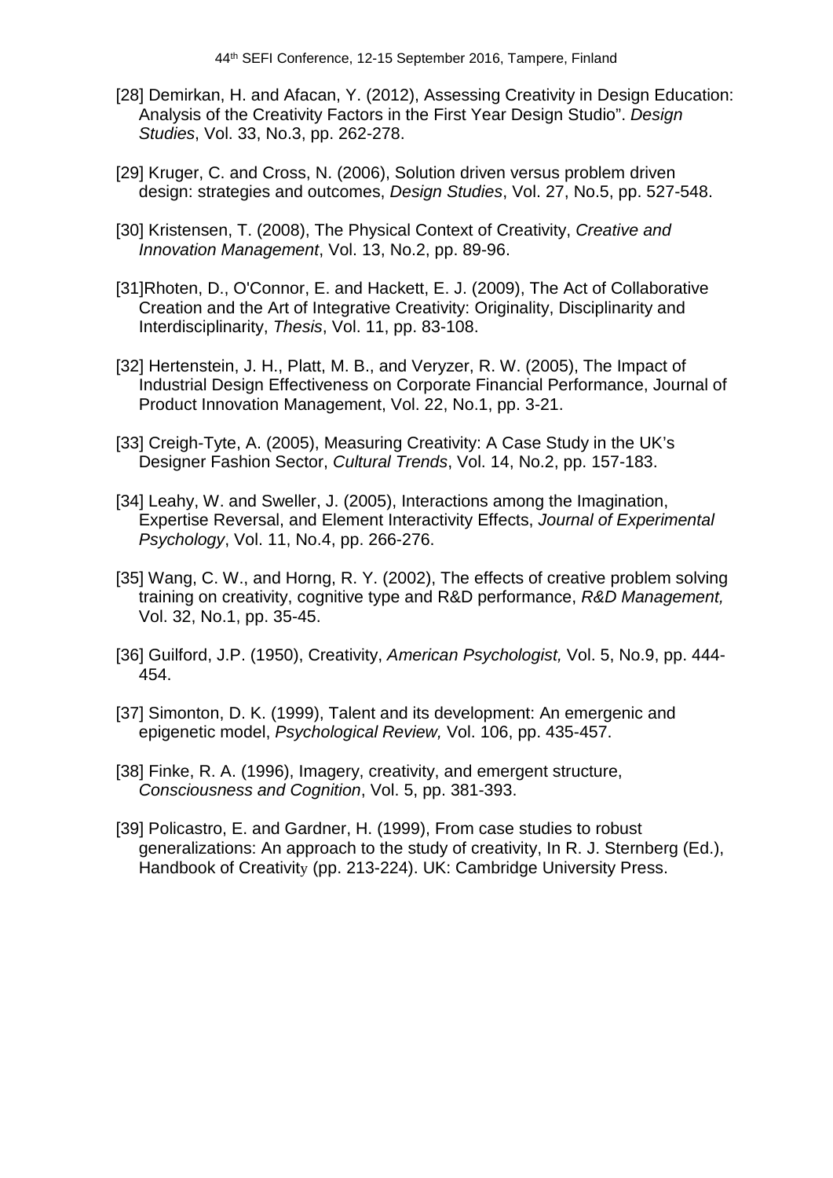[28] Demirkan, H. and Afacan, Y. (2012), Assessing Creativity in Design Education: Analysis of the Creativity Factors in the First Year Design Studio". *Design Studies*, Vol. 33, No.3, pp. 262-278.

[29] Kruger, C. and Cross, N. (2006), Solution driven versus problem driven design: strategies and outcomes, *Design Studies*, Vol. 27, No.5, pp. 527-548.

[30] Kristensen, T. (2008), The Physical Context of Creativity, *Creative and Innovation Management*, Vol. 13, No.2, pp. 89-96.

[31]Rhoten, D., O'Connor, E. and Hackett, E. J. (2009), The Act of Collaborative Creation and the Art of Integrative Creativity: Originality, Disciplinarity and Interdisciplinarity, *Thesis*, Vol. 11, pp. 83-108.

[32] Hertenstein, J. H., Platt, M. B., and Veryzer, R. W. (2005), The Impact of Industrial Design Effectiveness on Corporate Financial Performance, Journal of Product Innovation Management, Vol. 22, No.1, pp. 3-21.

[33] Creigh-Tyte, A. (2005), Measuring Creativity: A Case Study in the UK's Designer Fashion Sector, *Cultural Trends*, Vol. 14, No.2, pp. 157-183.

[34] Leahy, W. and Sweller, J. (2005), Interactions among the Imagination, Expertise Reversal, and Element Interactivity Effects, *Journal of Experimental Psychology*, Vol. 11, No.4, pp. 266-276.

[35] Wang, C. W., and Horng, R. Y. (2002), The effects of creative problem solving training on creativity, cognitive type and R&D performance, *R&D Management,* Vol. 32, No.1, pp. 35-45.

[36] Guilford, J.P. (1950), Creativity, *American Psychologist,* Vol. 5, No.9, pp. 444-454.

[37] Simonton, D. K. (1999), Talent and its development: An emergenic and epigenetic model, *Psychological Review,* Vol. 106, pp. 435-457.

[38] Finke, R. A. (1996), Imagery, creativity, and emergent structure, *Consciousness and Cognition*, Vol. 5, pp. 381-393.

[39] Policastro, E. and Gardner, H. (1999), From case studies to robust generalizations: An approach to the study of creativity, In R. J. Sternberg (Ed.), Handbook of Creativity (pp. 213-224). UK: Cambridge University Press.